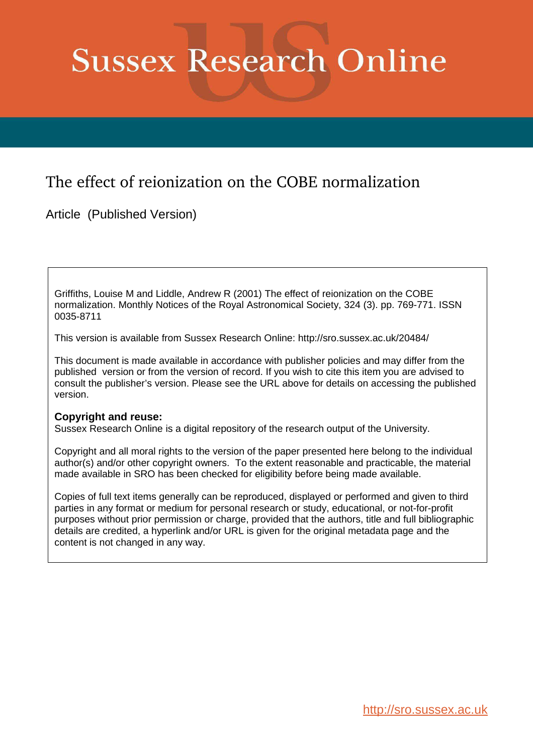# Sussex Research Online

## The effect of reionization on the COBE normalization

Article (Published Version)

Griffiths, Louise M and Liddle, Andrew R (2001) The effect of reionization on the COBE normalization. Monthly Notices of the Royal Astronomical Society, 324 (3). pp. 769-771. ISSN 0035-8711

This version is available from Sussex Research Online: http://sro.sussex.ac.uk/20484/

This document is made available in accordance with publisher policies and may differ from the published version or from the version of record. If you wish to cite this item you are advised to consult the publisher's version. Please see the URL above for details on accessing the published version.

**Copyright and reuse:**
Sussex Research Online is a digital repository of the research output of the University.

Copyright and all moral rights to the version of the paper presented here belong to the individual author(s) and/or other copyright owners. To the extent reasonable and practicable, the material made available in SRO has been checked for eligibility before being made available.

Copies of full text items generally can be reproduced, displayed or performed and given to third parties in any format or medium for personal research or study, educational, or not-for-profit purposes without prior permission or charge, provided that the authors, title and full bibliographic details are credited, a hyperlink and/or URL is given for the original metadata page and the content is not changed in any way.

http://sro.sussex.ac.uk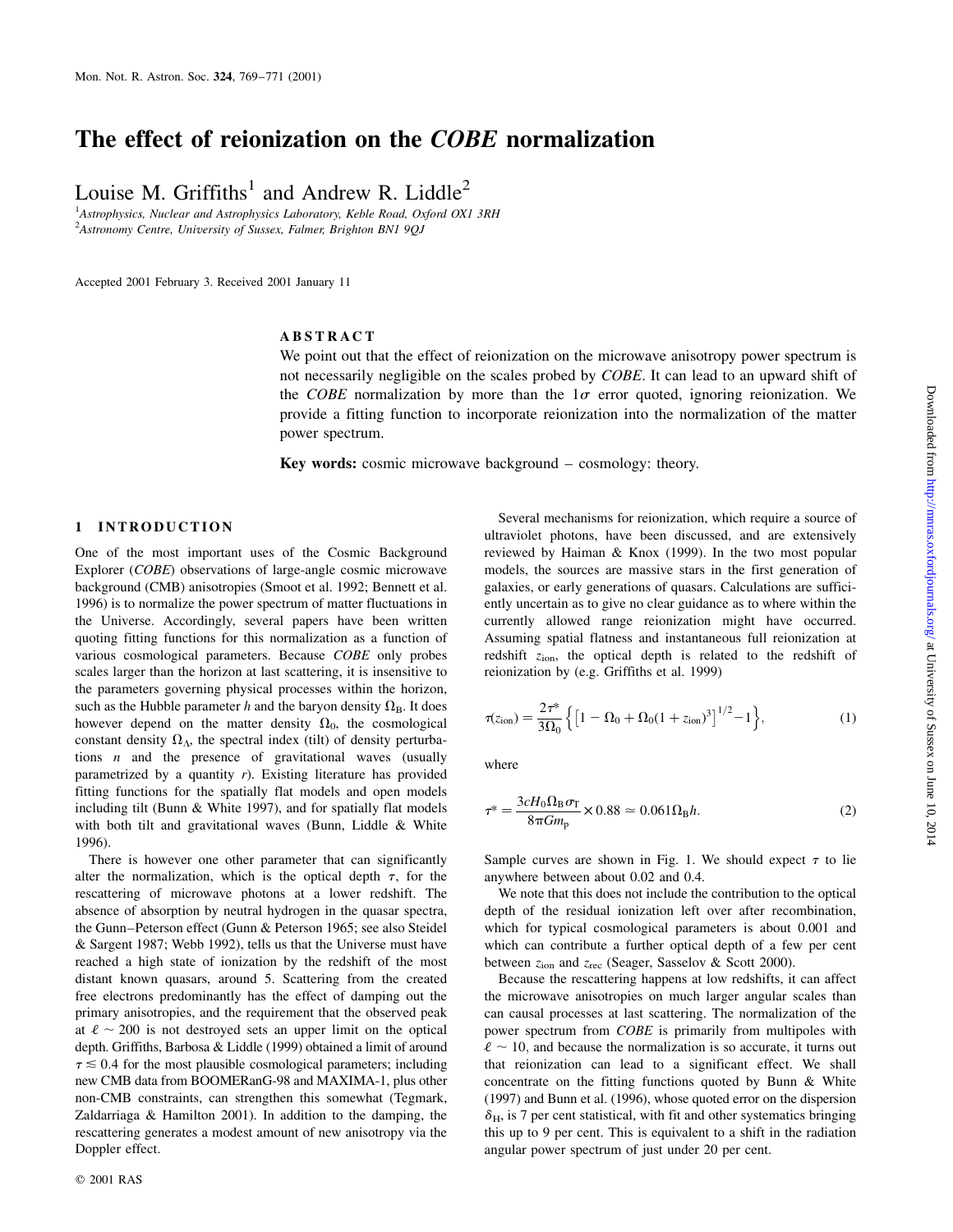# The effect of reionization on the *COBE* normalization

Louise M. Griffiths[1] and Andrew R. Liddle[2]

[1]*Astrophysics, Nuclear and Astrophysics Laboratory, Keble Road, Oxford OX1 3RH*
[2]*Astronomy Centre, University of Sussex, Falmer, Brighton BN1 9QJ*

Accepted 2001 February 3. Received 2001 January 11

## ABSTRACT

We point out that the effect of reionization on the microwave anisotropy power spectrum is not necessarily negligible on the scales probed by *COBE*. It can lead to an upward shift of the *COBE* normalization by more than the $1\sigma$ error quoted, ignoring reionization. We provide a fitting function to incorporate reionization into the normalization of the matter power spectrum.

**Key words:** cosmic microwave background – cosmology: theory.

## 1 INTRODUCTION

One of the most important uses of the Cosmic Background Explorer (*COBE*) observations of large-angle cosmic microwave background (CMB) anisotropies (Smoot et al. 1992; Bennett et al. 1996) is to normalize the power spectrum of matter fluctuations in the Universe. Accordingly, several papers have been written quoting fitting functions for this normalization as a function of various cosmological parameters. Because *COBE* only probes scales larger than the horizon at last scattering, it is insensitive to the parameters governing physical processes within the horizon, such as the Hubble parameter $h$ and the baryon density $\Omega_{\rm B}$. It does however depend on the matter density $\Omega_0$, the cosmological constant density $\Omega_\Lambda$, the spectral index (tilt) of density perturbations $n$ and the presence of gravitational waves (usually parametrized by a quantity $r$). Existing literature has provided fitting functions for the spatially flat models and open models including tilt (Bunn & White 1997), and for spatially flat models with both tilt and gravitational waves (Bunn, Liddle & White 1996).

There is however one other parameter that can significantly alter the normalization, which is the optical depth $\tau$, for the rescattering of microwave photons at a lower redshift. The absence of absorption by neutral hydrogen in the quasar spectra, the Gunn–Peterson effect (Gunn & Peterson 1965; see also Steidel & Sargent 1987; Webb 1992), tells us that the Universe must have reached a high state of ionization by the redshift of the most distant known quasars, around 5. Scattering from the created free electrons predominantly has the effect of damping out the primary anisotropies, and the requirement that the observed peak at $\ell \sim 200$ is not destroyed sets an upper limit on the optical depth. Griffiths, Barbosa & Liddle (1999) obtained a limit of around $\tau \lesssim 0.4$ for the most plausible cosmological parameters; including new CMB data from BOOMERanG-98 and MAXIMA-1, plus other non-CMB constraints, can strengthen this somewhat (Tegmark, Zaldarriaga & Hamilton 2001). In addition to the damping, the rescattering generates a modest amount of new anisotropy via the Doppler effect.

Several mechanisms for reionization, which require a source of ultraviolet photons, have been discussed, and are extensively reviewed by Haiman & Knox (1999). In the two most popular models, the sources are massive stars in the first generation of galaxies, or early generations of quasars. Calculations are sufficiently uncertain as to give no clear guidance as to where within the currently allowed range reionization might have occurred. Assuming spatial flatness and instantaneous full reionization at redshift $z_{\rm ion}$, the optical depth is related to the redshift of reionization by (e.g. Griffiths et al. 1999)

$$\tau(z_{\rm ion}) = \frac{2\tau^*}{3\Omega_0}\left\{\left[1-\Omega_0+\Omega_0(1+z_{\rm ion})^3\right]^{1/2}-1\right\}, \tag{1}$$

where

$$\tau^* = \frac{3cH_0\Omega_{\rm B}\sigma_{\rm T}}{8\pi G m_{\rm p}}\times 0.88 \simeq 0.061\Omega_{\rm B}h. \tag{2}$$

Sample curves are shown in Fig. 1. We should expect $\tau$ to lie anywhere between about 0.02 and 0.4.

We note that this does not include the contribution to the optical depth of the residual ionization left over after recombination, which for typical cosmological parameters is about 0.001 and which can contribute a further optical depth of a few per cent between $z_{\rm ion}$ and $z_{\rm rec}$ (Seager, Sasselov & Scott 2000).

Because the rescattering happens at low redshifts, it can affect the microwave anisotropies on much larger angular scales than can causal processes at last scattering. The normalization of the power spectrum from *COBE* is primarily from multipoles with $\ell \sim 10$, and because the normalization is so accurate, it turns out that reionization can lead to a significant effect. We shall concentrate on the fitting functions quoted by Bunn & White (1997) and Bunn et al. (1996), whose quoted error on the dispersion $\delta_{\rm H}$, is 7 per cent statistical, with fit and other systematics bringing this up to 9 per cent. This is equivalent to a shift in the radiation angular power spectrum of just under 20 per cent.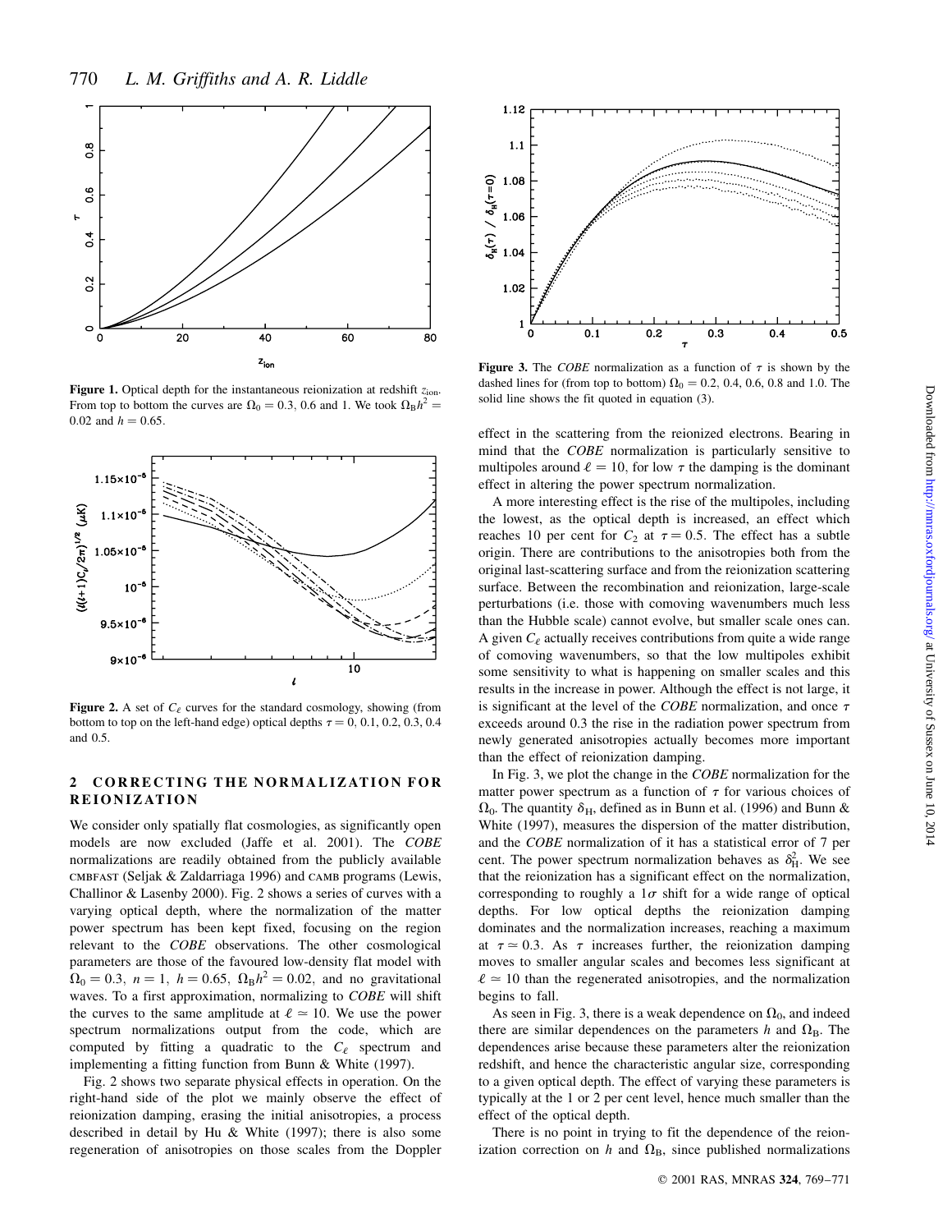**Figure 1.** Optical depth for the instantaneous reionization at redshift $z_{\rm ion}$. From top to bottom the curves are $\Omega_0 = 0.3$, 0.6 and 1. We took $\Omega_{\rm B}h^2 = 0.02$ and $h = 0.65$.

**Figure 2.** A set of $C_\ell$ curves for the standard cosmology, showing (from bottom to top on the left-hand edge) optical depths $\tau = 0$, 0.1, 0.2, 0.3, 0.4 and 0.5.

## 2 CORRECTING THE NORMALIZATION FOR REIONIZATION

We consider only spatially flat cosmologies, as significantly open models are now excluded (Jaffe et al. 2001). The *COBE* normalizations are readily obtained from the publicly available CMBFAST (Seljak & Zaldarriaga 1996) and CAMB programs (Lewis, Challinor & Lasenby 2000). Fig. 2 shows a series of curves with a varying optical depth, where the normalization of the matter power spectrum has been kept fixed, focusing on the region relevant to the *COBE* observations. The other cosmological parameters are those of the favoured low-density flat model with $\Omega_0 = 0.3$, $n = 1$, $h = 0.65$, $\Omega_{\rm B}h^2 = 0.02$, and no gravitational waves. To a first approximation, normalizing to *COBE* will shift the curves to the same amplitude at $\ell \simeq 10$. We use the power spectrum normalizations output from the code, which are computed by fitting a quadratic to the $C_\ell$ spectrum and implementing a fitting function from Bunn & White (1997).

Fig. 2 shows two separate physical effects in operation. On the right-hand side of the plot we mainly observe the effect of reionization damping, erasing the initial anisotropies, a process described in detail by Hu & White (1997); there is also some regeneration of anisotropies on those scales from the Doppler effect in the scattering from the reionized electrons. Bearing in mind that the *COBE* normalization is particularly sensitive to multipoles around $\ell = 10$, for low $\tau$ the damping is the dominant effect in altering the power spectrum normalization.

A more interesting effect is the rise of the multipoles, including the lowest, as the optical depth is increased, an effect which reaches 10 per cent for $C_2$ at $\tau = 0.5$. The effect has a subtle origin. There are contributions to the anisotropies both from the original last-scattering surface and from the reionization scattering surface. Between the recombination and reionization, large-scale perturbations (i.e. those with comoving wavenumbers much less than the Hubble scale) cannot evolve, but smaller scale ones can. A given $C_\ell$ actually receives contributions from quite a wide range of comoving wavenumbers, so that the low multipoles exhibit some sensitivity to what is happening on smaller scales and this results in the increase in power. Although the effect is not large, it is significant at the level of the *COBE* normalization, and once $\tau$ exceeds around 0.3 the rise in the radiation power spectrum from newly generated anisotropies actually becomes more important than the effect of reionization damping.

**Figure 3.** The *COBE* normalization as a function of $\tau$ is shown by the dashed lines for (from top to bottom) $\Omega_0 = 0.2$, 0.4, 0.6, 0.8 and 1.0. The solid line shows the fit quoted in equation (3).

In Fig. 3, we plot the change in the *COBE* normalization for the matter power spectrum as a function of $\tau$ for various choices of $\Omega_0$. The quantity $\delta_{\rm H}$, defined as in Bunn et al. (1996) and Bunn & White (1997), measures the dispersion of the matter distribution, and the *COBE* normalization of it has a statistical error of 7 per cent. The power spectrum normalization behaves as $\delta_{\rm H}^2$. We see that the reionization has a significant effect on the normalization, corresponding to roughly a $1\sigma$ shift for a wide range of optical depths. For low optical depths the reionization damping dominates and the normalization increases, reaching a maximum at $\tau \simeq 0.3$. As $\tau$ increases further, the reionization damping moves to smaller angular scales and becomes less significant at $\ell \simeq 10$ than the regenerated anisotropies, and the normalization begins to fall.

As seen in Fig. 3, there is a weak dependence on $\Omega_0$, and indeed there are similar dependences on the parameters $h$ and $\Omega_{\rm B}$. The dependences arise because these parameters alter the reionization redshift, and hence the characteristic angular size, corresponding to a given optical depth. The effect of varying these parameters is typically at the 1 or 2 per cent level, hence much smaller than the effect of the optical depth.

There is no point in trying to fit the dependence of the reionization correction on $h$ and $\Omega_{\rm B}$, since published normalizations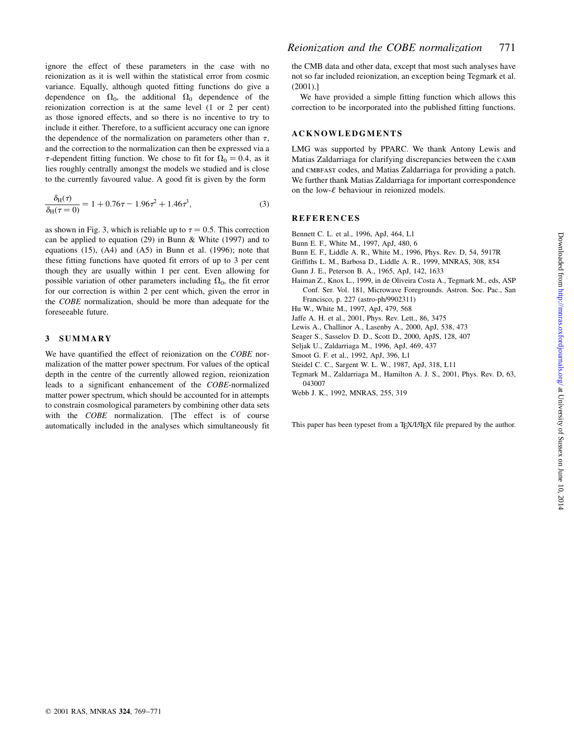ignore the effect of these parameters in the case with no reionization as it is well within the statistical error from cosmic variance. Equally, although quoted fitting functions do give a dependence on $\Omega_0$, the additional $\Omega_0$ dependence of the reionization correction is at the same level (1 or 2 per cent) as those ignored effects, and so there is no incentive to try to include it either. Therefore, to a sufficient accuracy one can ignore the dependence of the normalization on parameters other than $\tau$, and the correction to the normalization can then be expressed via a $\tau$-dependent fitting function. We chose to fit for $\Omega_0 = 0.4$, as it lies roughly centrally amongst the models we studied and is close to the currently favoured value. A good fit is given by the form

$$\frac{\delta_{\mathrm{H}}(\tau)}{\delta_{\mathrm{H}}(\tau=0)} = 1 + 0.76\tau - 1.96\tau^2 + 1.46\tau^3, \tag{3}$$

as shown in Fig. 3, which is reliable up to $\tau = 0.5$. This correction can be applied to equation (29) in Bunn & White (1997) and to equations (15), (A4) and (A5) in Bunn et al. (1996); note that these fitting functions have quoted fit errors of up to 3 per cent though they are usually within 1 per cent. Even allowing for possible variation of other parameters including $\Omega_0$, the fit error for our correction is within 2 per cent which, given the error in the *COBE* normalization, should be more than adequate for the foreseeable future.

## 3 SUMMARY

We have quantified the effect of reionization on the *COBE* normalization of the matter power spectrum. For values of the optical depth in the centre of the currently allowed region, reionization leads to a significant enhancement of the *COBE*-normalized matter power spectrum, which should be accounted for in attempts to constrain cosmological parameters by combining other data sets with the *COBE* normalization. [The effect is of course automatically included in the analyses which simultaneously fit the CMB data and other data, except that most such analyses have not so far included reionization, an exception being Tegmark et al. (2001).]

We have provided a simple fitting function which allows this correction to be incorporated into the published fitting functions.

## ACKNOWLEDGMENTS

LMG was supported by PPARC. We thank Antony Lewis and Matias Zaldarriaga for clarifying discrepancies between the CAMB and CMBFAST codes, and Matias Zaldarriaga for providing a patch. We further thank Matias Zaldarriaga for important correspondence on the low-$\ell$ behaviour in reionized models.

## REFERENCES

Bennett C. L. et al., 1996, ApJ, 464, L1
Bunn E. F., White M., 1997, ApJ, 480, 6
Bunn E. F., Liddle A. R., White M., 1996, Phys. Rev. D, 54, 5917R
Griffiths L. M., Barbosa D., Liddle A. R., 1999, MNRAS, 308, 854
Gunn J. E., Peterson B. A., 1965, ApJ, 142, 1633
Haiman Z., Knox L., 1999, in de Oliveira Costa A., Tegmark M., eds, ASP Conf. Ser. Vol. 181, Microwave Foregrounds. Astron. Soc. Pac., San Francisco, p. 227 (astro-ph/9902311)
Hu W., White M., 1997, ApJ, 479, 568
Jaffe A. H. et al., 2001, Phys. Rev. Lett., 86, 3475
Lewis A., Challinor A., Lasenby A., 2000, ApJ, 538, 473
Seager S., Sasselov D. D., Scott D., 2000, ApJS, 128, 407
Seljak U., Zaldarriaga M., 1996, ApJ, 469, 437
Smoot G. F. et al., 1992, ApJ, 396, L1
Steidel C. C., Sargent W. L. W., 1987, ApJ, 318, L11
Tegmark M., Zaldarriaga M., Hamilton A. J. S., 2001, Phys. Rev. D, 63, 043007
Webb J. K., 1992, MNRAS, 255, 319

This paper has been typeset from a TEX/LATEX file prepared by the author.